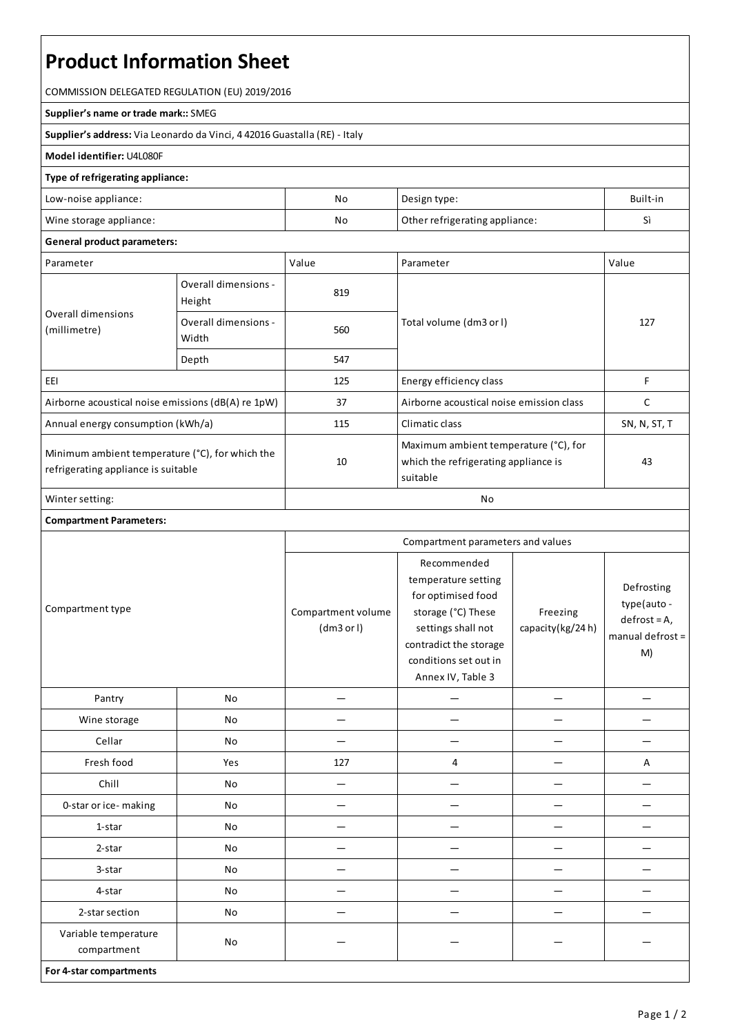# Product Information Sheet

COMMISSION DELEGATED REGULATION (EU) 2019/2016

**Supplier's name or trade mark::** SMEG

**Supplier's address:** Via Leonardo da Vinci, 4 42016 Guastalla (RE) - Italy

**Model identifier:** U4L080F

**Type of refrigerating appliance:**

| | | | |
|---|---|---|---|
| Low-noise appliance: | No | Design type: | Built-in |
| Wine storage appliance: | No | Other refrigerating appliance: | Sì |

**General product parameters:**

| Parameter | | Value | Parameter | Value |
|---|---|---|---|---|
| Overall dimensions (millimetre) | Overall dimensions - Height | 819 | Total volume (dm3 or l) | 127 |
| | Overall dimensions - Width | 560 | | |
| | Depth | 547 | | |
| EEI | | 125 | Energy efficiency class | F |
| Airborne acoustical noise emissions (dB(A) re 1pW) | | 37 | Airborne acoustical noise emission class | C |
| Annual energy consumption (kWh/a) | | 115 | Climatic class | SN, N, ST, T |
| Minimum ambient temperature (°C), for which the refrigerating appliance is suitable | | 10 | Maximum ambient temperature (°C), for which the refrigerating appliance is suitable | 43 |
| Winter setting: | | No | | |

**Compartment Parameters:**

| Compartment type | | Compartment parameters and values | | | |
|---|---|---|---|---|---|
| | | Compartment volume (dm3 or l) | Recommended temperature setting for optimised food storage (°C) These settings shall not contradict the storage conditions set out in Annex IV, Table 3 | Freezing capacity(kg/24 h) | Defrosting type(auto - defrost = A, manual defrost = M) |
| Pantry | No | — | — | — | — |
| Wine storage | No | — | — | — | — |
| Cellar | No | — | — | — | — |
| Fresh food | Yes | 127 | 4 | — | A |
| Chill | No | — | — | — | — |
| 0-star or ice- making | No | — | — | — | — |
| 1-star | No | — | — | — | — |
| 2-star | No | — | — | — | — |
| 3-star | No | — | — | — | — |
| 4-star | No | — | — | — | — |
| 2-star section | No | — | — | — | — |
| Variable temperature compartment | No | — | — | — | — |

**For 4-star compartments**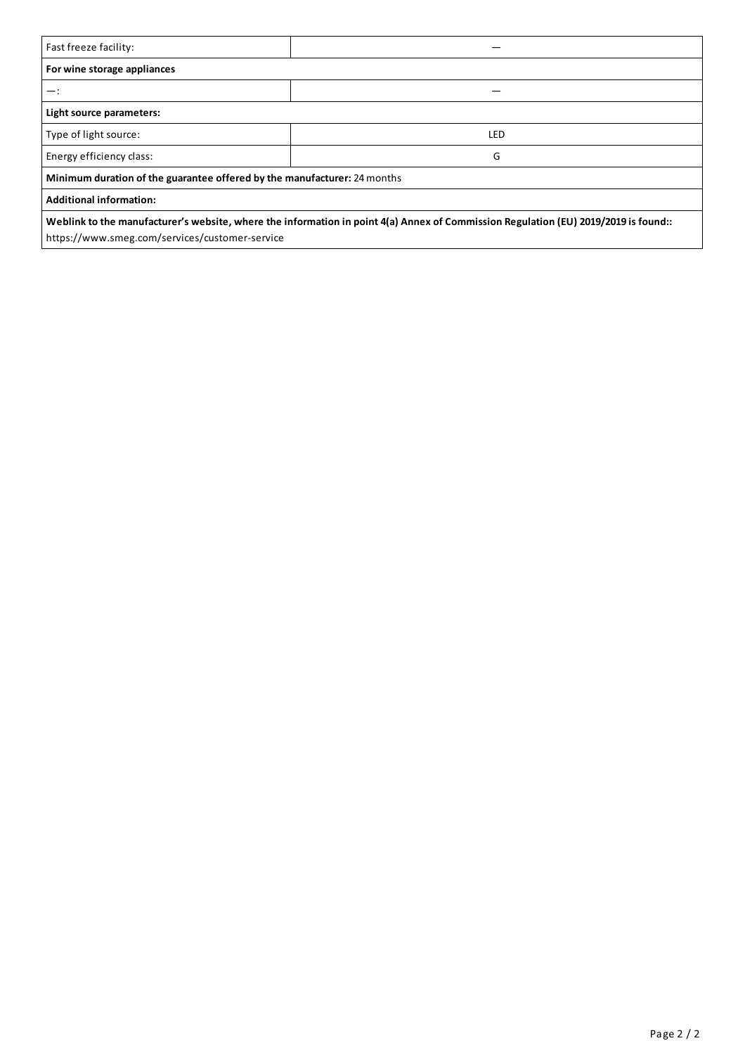| | |
|---|---|
| Fast freeze facility: | — |
| **For wine storage appliances** | |
| —: | — |
| **Light source parameters:** | |
| Type of light source: | LED |
| Energy efficiency class: | G |
| **Minimum duration of the guarantee offered by the manufacturer:** 24 months | |
| **Additional information:** | |
| **Weblink to the manufacturer's website, where the information in point 4(a) Annex of Commission Regulation (EU) 2019/2019 is found::** https://www.smeg.com/services/customer-service | |